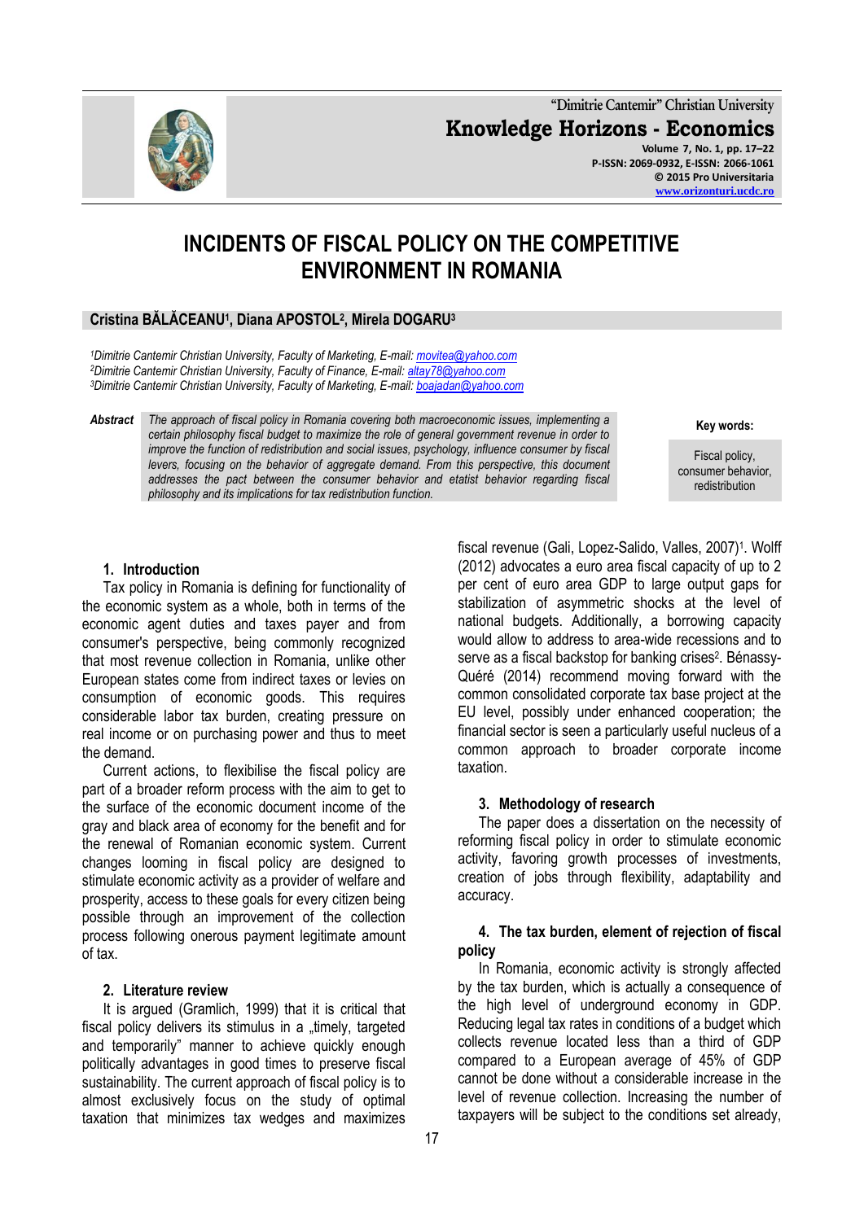# INCIDENTS OF FISCAL POLICY ON THE COMPETITIVE ENVIRONMENT IN ROMANIA

**Cristina BĂLĂCEANU[1], Diana APOSTOL[2], Mirela DOGARU[3]**

*[1]Dimitrie Cantemir Christian University, Faculty of Marketing, E-mail: movitea@yahoo.com*
*[2]Dimitrie Cantemir Christian University, Faculty of Finance, E-mail: altay78@yahoo.com*
*[3]Dimitrie Cantemir Christian University, Faculty of Marketing, E-mail: boajadan@yahoo.com*

***Abstract*** *The approach of fiscal policy in Romania covering both macroeconomic issues, implementing a certain philosophy fiscal budget to maximize the role of general government revenue in order to improve the function of redistribution and social issues, psychology, influence consumer by fiscal levers, focusing on the behavior of aggregate demand. From this perspective, this document addresses the pact between the consumer behavior and etatist behavior regarding fiscal philosophy and its implications for tax redistribution function.*

**Key words:** Fiscal policy, consumer behavior, redistribution

## 1. Introduction

Tax policy in Romania is defining for functionality of the economic system as a whole, both in terms of the economic agent duties and taxes payer and from consumer's perspective, being commonly recognized that most revenue collection in Romania, unlike other European states come from indirect taxes or levies on consumption of economic goods. This requires considerable labor tax burden, creating pressure on real income or on purchasing power and thus to meet the demand.

Current actions, to flexibilise the fiscal policy are part of a broader reform process with the aim to get to the surface of the economic document income of the gray and black area of economy for the benefit and for the renewal of Romanian economic system. Current changes looming in fiscal policy are designed to stimulate economic activity as a provider of welfare and prosperity, access to these goals for every citizen being possible through an improvement of the collection process following onerous payment legitimate amount of tax.

## 2. Literature review

It is argued (Gramlich, 1999) that it is critical that fiscal policy delivers its stimulus in a „timely, targeted and temporarily" manner to achieve quickly enough politically advantages in good times to preserve fiscal sustainability. The current approach of fiscal policy is to almost exclusively focus on the study of optimal taxation that minimizes tax wedges and maximizes fiscal revenue (Gali, Lopez-Salido, Valles, 2007)[1]. Wolff (2012) advocates a euro area fiscal capacity of up to 2 per cent of euro area GDP to large output gaps for stabilization of asymmetric shocks at the level of national budgets. Additionally, a borrowing capacity would allow to address to area-wide recessions and to serve as a fiscal backstop for banking crises[2]. Bénassy-Quéré (2014) recommend moving forward with the common consolidated corporate tax base project at the EU level, possibly under enhanced cooperation; the financial sector is seen a particularly useful nucleus of a common approach to broader corporate income taxation.

## 3. Methodology of research

The paper does a dissertation on the necessity of reforming fiscal policy in order to stimulate economic activity, favoring growth processes of investments, creation of jobs through flexibility, adaptability and accuracy.

## 4. The tax burden, element of rejection of fiscal policy

In Romania, economic activity is strongly affected by the tax burden, which is actually a consequence of the high level of underground economy in GDP. Reducing legal tax rates in conditions of a budget which collects revenue located less than a third of GDP compared to a European average of 45% of GDP cannot be done without a considerable increase in the level of revenue collection. Increasing the number of taxpayers will be subject to the conditions set already,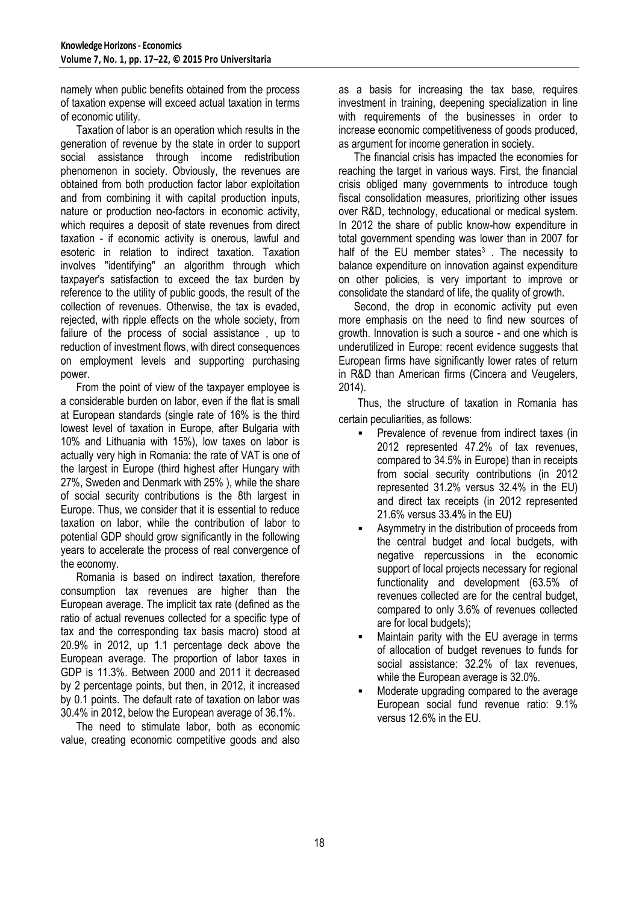namely when public benefits obtained from the process of taxation expense will exceed actual taxation in terms of economic utility.

Taxation of labor is an operation which results in the generation of revenue by the state in order to support social assistance through income redistribution phenomenon in society. Obviously, the revenues are obtained from both production factor labor exploitation and from combining it with capital production inputs, nature or production neo-factors in economic activity, which requires a deposit of state revenues from direct taxation - if economic activity is onerous, lawful and esoteric in relation to indirect taxation. Taxation involves "identifying" an algorithm through which taxpayer's satisfaction to exceed the tax burden by reference to the utility of public goods, the result of the collection of revenues. Otherwise, the tax is evaded, rejected, with ripple effects on the whole society, from failure of the process of social assistance , up to reduction of investment flows, with direct consequences on employment levels and supporting purchasing power.

From the point of view of the taxpayer employee is a considerable burden on labor, even if the flat is small at European standards (single rate of 16% is the third lowest level of taxation in Europe, after Bulgaria with 10% and Lithuania with 15%), low taxes on labor is actually very high in Romania: the rate of VAT is one of the largest in Europe (third highest after Hungary with 27%, Sweden and Denmark with 25% ), while the share of social security contributions is the 8th largest in Europe. Thus, we consider that it is essential to reduce taxation on labor, while the contribution of labor to potential GDP should grow significantly in the following years to accelerate the process of real convergence of the economy.

Romania is based on indirect taxation, therefore consumption tax revenues are higher than the European average. The implicit tax rate (defined as the ratio of actual revenues collected for a specific type of tax and the corresponding tax basis macro) stood at 20.9% in 2012, up 1.1 percentage deck above the European average. The proportion of labor taxes in GDP is 11.3%. Between 2000 and 2011 it decreased by 2 percentage points, but then, in 2012, it increased by 0.1 points. The default rate of taxation on labor was 30.4% in 2012, below the European average of 36.1%.

The need to stimulate labor, both as economic value, creating economic competitive goods and also as a basis for increasing the tax base, requires investment in training, deepening specialization in line with requirements of the businesses in order to increase economic competitiveness of goods produced, as argument for income generation in society.

The financial crisis has impacted the economies for reaching the target in various ways. First, the financial crisis obliged many governments to introduce tough fiscal consolidation measures, prioritizing other issues over R&D, technology, educational or medical system. In 2012 the share of public know-how expenditure in total government spending was lower than in 2007 for half of the EU member states[3] . The necessity to balance expenditure on innovation against expenditure on other policies, is very important to improve or consolidate the standard of life, the quality of growth.

Second, the drop in economic activity put even more emphasis on the need to find new sources of growth. Innovation is such a source - and one which is underutilized in Europe: recent evidence suggests that European firms have significantly lower rates of return in R&D than American firms (Cincera and Veugelers, 2014).

Thus, the structure of taxation in Romania has certain peculiarities, as follows:

- Prevalence of revenue from indirect taxes (in 2012 represented 47.2% of tax revenues, compared to 34.5% in Europe) than in receipts from social security contributions (in 2012 represented 31.2% versus 32.4% in the EU) and direct tax receipts (in 2012 represented 21.6% versus 33.4% in the EU)
- Asymmetry in the distribution of proceeds from the central budget and local budgets, with negative repercussions in the economic support of local projects necessary for regional functionality and development (63.5% of revenues collected are for the central budget, compared to only 3.6% of revenues collected are for local budgets);
- Maintain parity with the EU average in terms of allocation of budget revenues to funds for social assistance: 32.2% of tax revenues, while the European average is 32.0%.
- Moderate upgrading compared to the average European social fund revenue ratio: 9.1% versus 12.6% in the EU.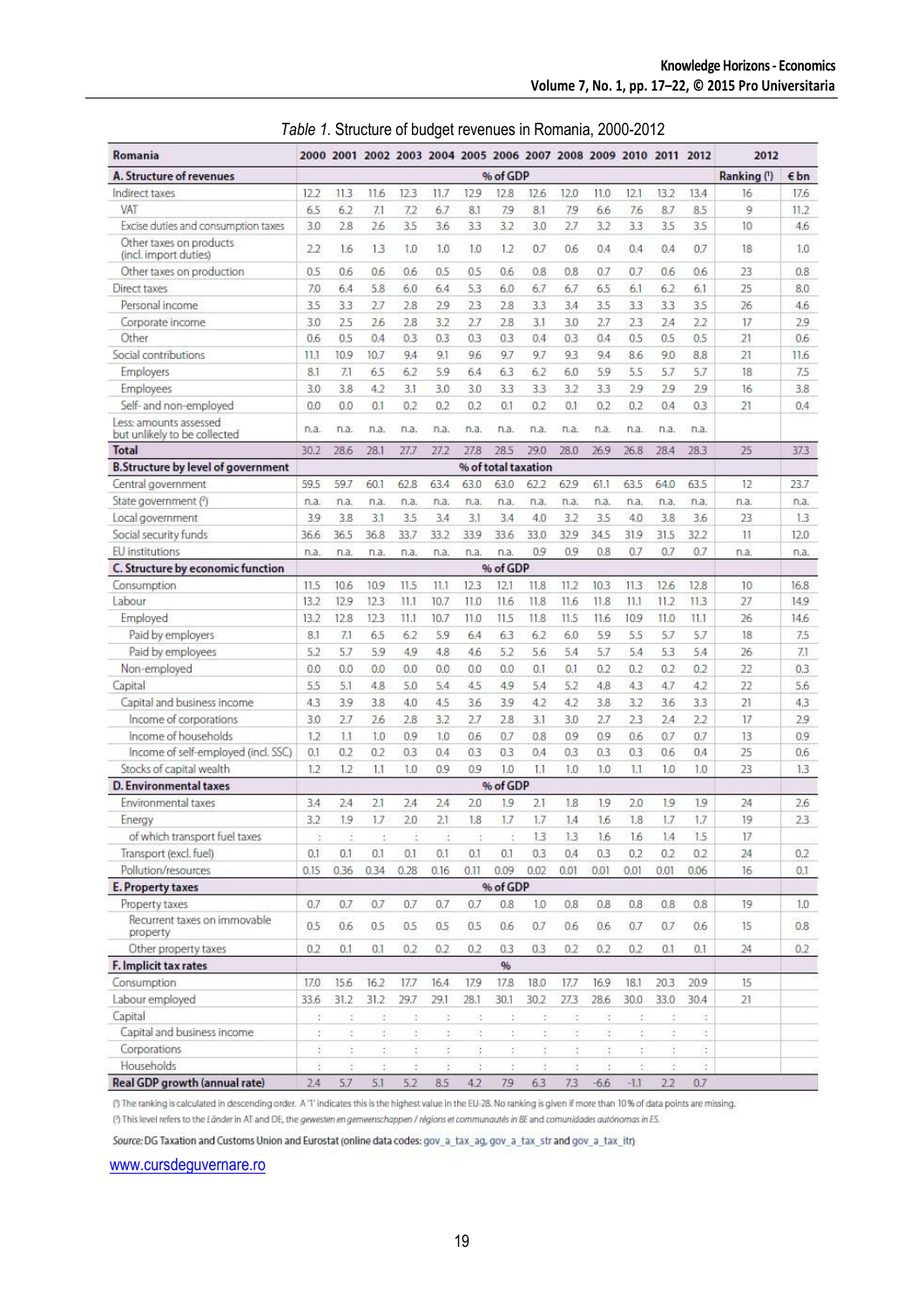*Table 1.* Structure of budget revenues in Romania, 2000-2012

| Romania | 2000 | 2001 | 2002 | 2003 | 2004 | 2005 | 2006 | 2007 | 2008 | 2009 | 2010 | 2011 | 2012 | 2012 Ranking (¹) | 2012 €bn |
|---|---|---|---|---|---|---|---|---|---|---|---|---|---|---|---|
| **A. Structure of revenues** | % of GDP | | | | | | | | | | | | | Ranking (¹) | €bn |
| Indirect taxes | 12.2 | 11.3 | 11.6 | 12.3 | 11.7 | 12.9 | 12.8 | 12.6 | 12.0 | 11.0 | 12.1 | 13.2 | 13.4 | 16 | 17.6 |
| VAT | 6.5 | 6.2 | 7.1 | 7.2 | 6.7 | 8.1 | 7.9 | 8.1 | 7.9 | 6.6 | 7.6 | 8.7 | 8.5 | 9 | 11.2 |
| Excise duties and consumption taxes | 3.0 | 2.8 | 2.6 | 3.5 | 3.6 | 3.3 | 3.2 | 3.0 | 2.7 | 3.2 | 3.3 | 3.5 | 3.5 | 10 | 4.6 |
| Other taxes on products (incl. import duties) | 2.2 | 1.6 | 1.3 | 1.0 | 1.0 | 1.0 | 1.2 | 0.7 | 0.6 | 0.4 | 0.4 | 0.4 | 0.7 | 18 | 1.0 |
| Other taxes on production | 0.5 | 0.6 | 0.6 | 0.6 | 0.5 | 0.5 | 0.6 | 0.8 | 0.8 | 0.7 | 0.7 | 0.6 | 0.6 | 23 | 0.8 |
| Direct taxes | 7.0 | 6.4 | 5.8 | 6.0 | 6.4 | 5.3 | 6.0 | 6.7 | 6.7 | 6.5 | 6.1 | 6.2 | 6.1 | 25 | 8.0 |
| Personal income | 3.5 | 3.3 | 2.7 | 2.8 | 2.9 | 2.3 | 2.8 | 3.3 | 3.4 | 3.5 | 3.3 | 3.3 | 3.5 | 26 | 4.6 |
| Corporate income | 3.0 | 2.5 | 2.6 | 2.8 | 3.2 | 2.7 | 2.8 | 3.1 | 3.0 | 2.7 | 2.3 | 2.4 | 2.2 | 17 | 2.9 |
| Other | 0.6 | 0.5 | 0.4 | 0.3 | 0.3 | 0.3 | 0.3 | 0.4 | 0.3 | 0.4 | 0.5 | 0.5 | 0.5 | 21 | 0.6 |
| Social contributions | 11.1 | 10.9 | 10.7 | 9.4 | 9.1 | 9.6 | 9.7 | 9.7 | 9.3 | 9.4 | 8.6 | 9.0 | 8.8 | 21 | 11.6 |
| Employers | 8.1 | 7.1 | 6.5 | 6.2 | 5.9 | 6.4 | 6.3 | 6.2 | 6.0 | 5.9 | 5.5 | 5.7 | 5.7 | 18 | 7.5 |
| Employees | 3.0 | 3.8 | 4.2 | 3.1 | 3.0 | 3.0 | 3.3 | 3.3 | 3.2 | 3.3 | 2.9 | 2.9 | 2.9 | 16 | 3.8 |
| Self- and non-employed | 0.0 | 0.0 | 0.1 | 0.2 | 0.2 | 0.2 | 0.1 | 0.2 | 0.1 | 0.2 | 0.2 | 0.4 | 0.3 | 21 | 0.4 |
| Less: amounts assessed but unlikely to be collected | n.a. | n.a. | n.a. | n.a. | n.a. | n.a. | n.a. | n.a. | n.a. | n.a. | n.a. | n.a. | n.a. | | |
| **Total** | 30.2 | 28.6 | 28.1 | 27.7 | 27.2 | 27.8 | 28.5 | 29.0 | 28.0 | 26.9 | 26.8 | 28.4 | 28.3 | 25 | 37.3 |
| **B. Structure by level of government** | % of total taxation | | | | | | | | | | | | | | |
| Central government | 59.5 | 59.7 | 60.1 | 62.8 | 63.4 | 63.0 | 63.0 | 62.2 | 62.9 | 61.1 | 63.5 | 64.0 | 63.5 | 12 | 23.7 |
| State government (²) | n.a. | n.a. | n.a. | n.a. | n.a. | n.a. | n.a. | n.a. | n.a. | n.a. | n.a. | n.a. | n.a. | n.a. | n.a. |
| Local government | 3.9 | 3.8 | 3.1 | 3.5 | 3.4 | 3.1 | 3.4 | 4.0 | 3.2 | 3.5 | 4.0 | 3.8 | 3.6 | 23 | 1.3 |
| Social security funds | 36.6 | 36.5 | 36.8 | 33.7 | 33.2 | 33.9 | 33.6 | 33.0 | 32.9 | 34.5 | 31.9 | 31.5 | 32.2 | 11 | 12.0 |
| EU institutions | n.a. | n.a. | n.a. | n.a. | n.a. | n.a. | n.a. | 0.9 | 0.9 | 0.8 | 0.7 | 0.7 | 0.7 | n.a. | n.a. |
| **C. Structure by economic function** | % of GDP | | | | | | | | | | | | | | |
| Consumption | 11.5 | 10.6 | 10.9 | 11.5 | 11.1 | 12.3 | 12.1 | 11.8 | 11.2 | 10.3 | 11.3 | 12.6 | 12.8 | 10 | 16.8 |
| Labour | 13.2 | 12.9 | 12.3 | 11.1 | 10.7 | 11.0 | 11.6 | 11.8 | 11.6 | 11.8 | 11.1 | 11.2 | 11.3 | 27 | 14.9 |
| Employed | 13.2 | 12.8 | 12.3 | 11.1 | 10.7 | 11.0 | 11.5 | 11.8 | 11.5 | 11.6 | 10.9 | 11.0 | 11.1 | 26 | 14.6 |
| Paid by employers | 8.1 | 7.1 | 6.5 | 6.2 | 5.9 | 6.4 | 6.3 | 6.2 | 6.0 | 5.9 | 5.5 | 5.7 | 5.7 | 18 | 7.5 |
| Paid by employees | 5.2 | 5.7 | 5.9 | 4.9 | 4.8 | 4.6 | 5.2 | 5.6 | 5.4 | 5.7 | 5.4 | 5.3 | 5.4 | 26 | 7.1 |
| Non-employed | 0.0 | 0.0 | 0.0 | 0.0 | 0.0 | 0.0 | 0.0 | 0.1 | 0.1 | 0.2 | 0.2 | 0.2 | 0.2 | 22 | 0.3 |
| Capital | 5.5 | 5.1 | 4.8 | 5.0 | 5.4 | 4.5 | 4.9 | 5.4 | 5.2 | 4.8 | 4.3 | 4.7 | 4.2 | 22 | 5.6 |
| Capital and business income | 4.3 | 3.9 | 3.8 | 4.0 | 4.5 | 3.6 | 3.9 | 4.2 | 4.2 | 3.8 | 3.2 | 3.6 | 3.3 | 21 | 4.3 |
| Income of corporations | 3.0 | 2.7 | 2.6 | 2.8 | 3.2 | 2.7 | 2.8 | 3.1 | 3.0 | 2.7 | 2.3 | 2.4 | 2.2 | 17 | 2.9 |
| Income of households | 1.2 | 1.1 | 1.0 | 0.9 | 1.0 | 0.6 | 0.7 | 0.8 | 0.9 | 0.9 | 0.6 | 0.7 | 0.7 | 13 | 0.9 |
| Income of self-employed (incl. SSC) | 0.1 | 0.2 | 0.2 | 0.3 | 0.4 | 0.3 | 0.3 | 0.4 | 0.3 | 0.3 | 0.3 | 0.6 | 0.4 | 25 | 0.6 |
| Stocks of capital wealth | 1.2 | 1.2 | 1.1 | 1.0 | 0.9 | 0.9 | 1.0 | 1.1 | 1.0 | 1.0 | 1.1 | 1.0 | 1.0 | 23 | 1.3 |
| **D. Environmental taxes** | % of GDP | | | | | | | | | | | | | | |
| Environmental taxes | 3.4 | 2.4 | 2.1 | 2.4 | 2.4 | 2.0 | 1.9 | 2.1 | 1.8 | 1.9 | 2.0 | 1.9 | 1.9 | 24 | 2.6 |
| Energy | 3.2 | 1.9 | 1.7 | 2.0 | 2.1 | 1.8 | 1.7 | 1.7 | 1.4 | 1.6 | 1.8 | 1.7 | 1.7 | 19 | 2.3 |
| of which transport fuel taxes | : | : | : | : | : | : | : | 1.3 | 1.3 | 1.6 | 1.6 | 1.4 | 1.5 | 17 | |
| Transport (excl. fuel) | 0.1 | 0.1 | 0.1 | 0.1 | 0.1 | 0.1 | 0.1 | 0.3 | 0.4 | 0.3 | 0.2 | 0.2 | 0.2 | 24 | 0.2 |
| Pollution/resources | 0.15 | 0.36 | 0.34 | 0.28 | 0.16 | 0.11 | 0.09 | 0.02 | 0.01 | 0.01 | 0.01 | 0.01 | 0.06 | 16 | 0.1 |
| **E. Property taxes** | % of GDP | | | | | | | | | | | | | | |
| Property taxes | 0.7 | 0.7 | 0.7 | 0.7 | 0.7 | 0.7 | 0.8 | 1.0 | 0.8 | 0.8 | 0.8 | 0.8 | 0.8 | 19 | 1.0 |
| Recurrent taxes on immovable property | 0.5 | 0.6 | 0.5 | 0.5 | 0.5 | 0.5 | 0.6 | 0.7 | 0.6 | 0.6 | 0.7 | 0.7 | 0.6 | 15 | 0.8 |
| Other property taxes | 0.2 | 0.1 | 0.1 | 0.2 | 0.2 | 0.2 | 0.3 | 0.3 | 0.2 | 0.2 | 0.2 | 0.1 | 0.1 | 24 | 0.2 |
| **F. Implicit tax rates** | % | | | | | | | | | | | | | | |
| Consumption | 17.0 | 15.6 | 16.2 | 17.7 | 16.4 | 17.9 | 17.8 | 18.0 | 17.7 | 16.9 | 18.1 | 20.3 | 20.9 | 15 | |
| Labour employed | 33.6 | 31.2 | 31.2 | 29.7 | 29.1 | 28.1 | 30.1 | 30.2 | 27.3 | 28.6 | 30.0 | 33.0 | 30.4 | 21 | |
| Capital | : | : | : | : | : | : | : | : | : | : | : | : | : | | |
| Capital and business income | : | : | : | : | : | : | : | : | : | : | : | : | : | | |
| Corporations | : | : | : | : | : | : | : | : | : | : | : | : | : | | |
| Households | : | : | : | : | : | : | : | : | : | : | : | : | : | | |
| **Real GDP growth (annual rate)** | 2.4 | 5.7 | 5.1 | 5.2 | 8.5 | 4.2 | 7.9 | 6.3 | 7.3 | -6.6 | -1.1 | 2.2 | 0.7 | | |

(¹) The ranking is calculated in descending order. A '1' indicates this is the highest value in the EU-28. No ranking is given if more than 10% of data points are missing.
(²) This level refers to the *Länder* in AT and DE, the *gewesten en gemeenschappen / régions et communautés* in BE and *comunidades autónomas* in ES.

*Source:* DG Taxation and Customs Union and Eurostat (online data codes: gov_a_tax_ag, gov_a_tax_str and gov_a_tax_itr)

www.cursdeguvernare.ro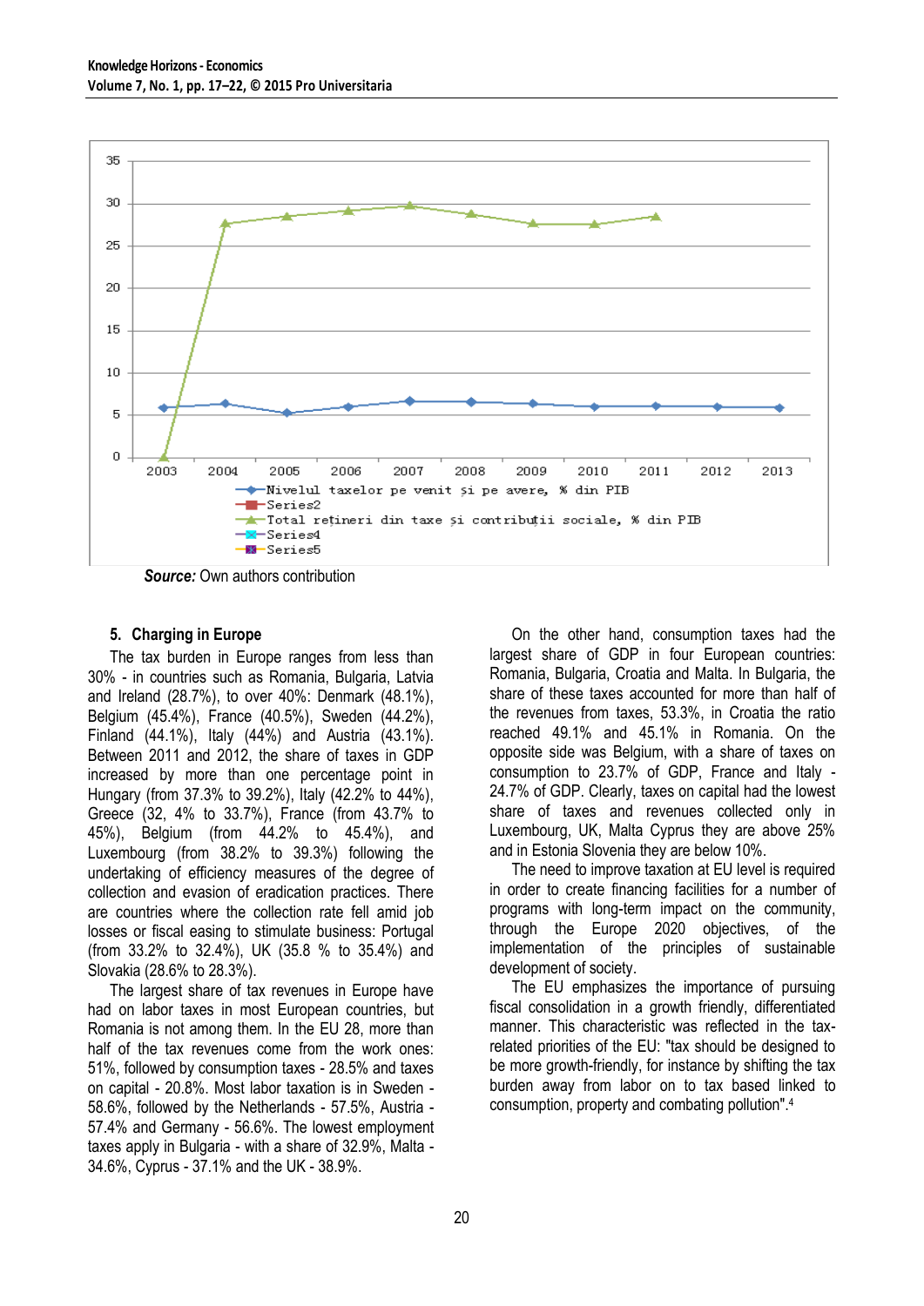**Source:** Own authors contribution

## 5. Charging in Europe

The tax burden in Europe ranges from less than 30% - in countries such as Romania, Bulgaria, Latvia and Ireland (28.7%), to over 40%: Denmark (48.1%), Belgium (45.4%), France (40.5%), Sweden (44.2%), Finland (44.1%), Italy (44%) and Austria (43.1%). Between 2011 and 2012, the share of taxes in GDP increased by more than one percentage point in Hungary (from 37.3% to 39.2%), Italy (42.2% to 44%), Greece (32, 4% to 33.7%), France (from 43.7% to 45%), Belgium (from 44.2% to 45.4%), and Luxembourg (from 38.2% to 39.3%) following the undertaking of efficiency measures of the degree of collection and evasion of eradication practices. There are countries where the collection rate fell amid job losses or fiscal easing to stimulate business: Portugal (from 33.2% to 32.4%), UK (35.8 % to 35.4%) and Slovakia (28.6% to 28.3%).

The largest share of tax revenues in Europe have had on labor taxes in most European countries, but Romania is not among them. In the EU 28, more than half of the tax revenues come from the work ones: 51%, followed by consumption taxes - 28.5% and taxes on capital - 20.8%. Most labor taxation is in Sweden - 58.6%, followed by the Netherlands - 57.5%, Austria - 57.4% and Germany - 56.6%. The lowest employment taxes apply in Bulgaria - with a share of 32.9%, Malta - 34.6%, Cyprus - 37.1% and the UK - 38.9%.

On the other hand, consumption taxes had the largest share of GDP in four European countries: Romania, Bulgaria, Croatia and Malta. In Bulgaria, the share of these taxes accounted for more than half of the revenues from taxes, 53.3%, in Croatia the ratio reached 49.1% and 45.1% in Romania. On the opposite side was Belgium, with a share of taxes on consumption to 23.7% of GDP, France and Italy - 24.7% of GDP. Clearly, taxes on capital had the lowest share of taxes and revenues collected only in Luxembourg, UK, Malta Cyprus they are above 25% and in Estonia Slovenia they are below 10%.

The need to improve taxation at EU level is required in order to create financing facilities for a number of programs with long-term impact on the community, through the Europe 2020 objectives, of the implementation of the principles of sustainable development of society.

The EU emphasizes the importance of pursuing fiscal consolidation in a growth friendly, differentiated manner. This characteristic was reflected in the tax-related priorities of the EU: "tax should be designed to be more growth-friendly, for instance by shifting the tax burden away from labor on to tax based linked to consumption, property and combating pollution".[4]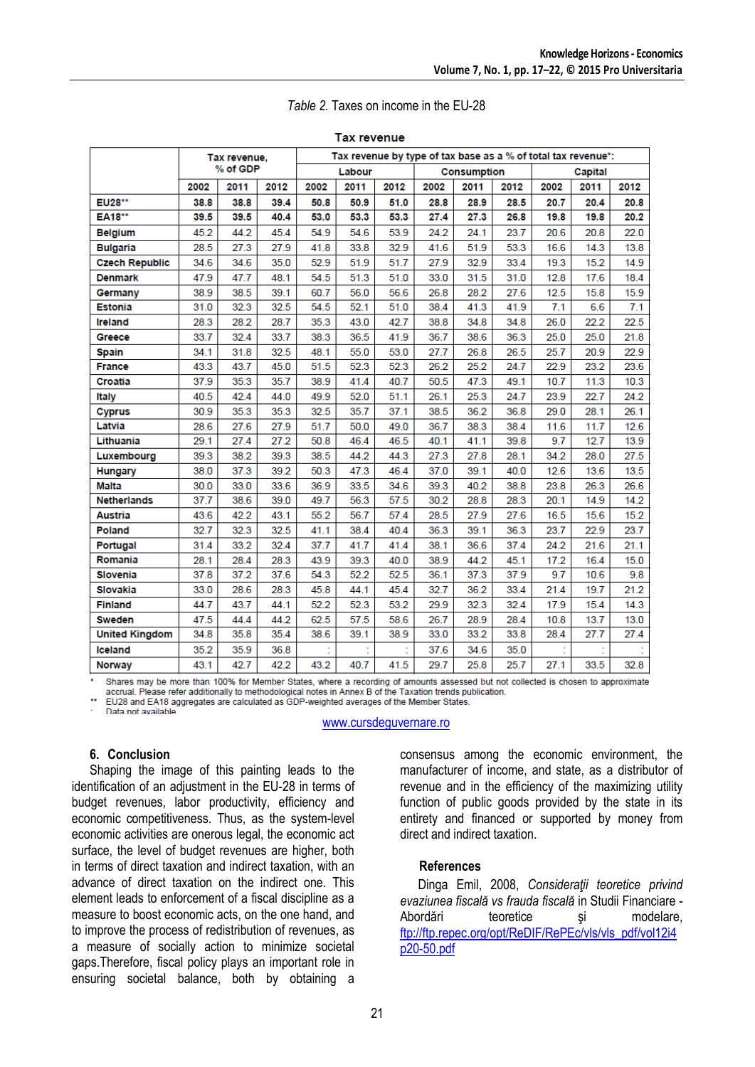*Table 2.* Taxes on income in the EU-28

**Tax revenue**

| | Tax revenue, % of GDP | | | Tax revenue by type of tax base as a % of total tax revenue*: | | | | | | | | |
|---|---|---|---|---|---|---|---|---|---|---|---|---|
| | | | | Labour | | | Consumption | | | Capital | | |
| | 2002 | 2011 | 2012 | 2002 | 2011 | 2012 | 2002 | 2011 | 2012 | 2002 | 2011 | 2012 |
| **EU28**** | **38.8** | **38.8** | **39.4** | **50.8** | **50.9** | **51.0** | **28.8** | **28.9** | **28.5** | **20.7** | **20.4** | **20.8** |
| **EA18**** | **39.5** | **39.5** | **40.4** | **53.0** | **53.3** | **53.3** | **27.4** | **27.3** | **26.8** | **19.8** | **19.8** | **20.2** |
| Belgium | 45.2 | 44.2 | 45.4 | 54.9 | 54.6 | 53.9 | 24.2 | 24.1 | 23.7 | 20.6 | 20.8 | 22.0 |
| Bulgaria | 28.5 | 27.3 | 27.9 | 41.8 | 33.8 | 32.9 | 41.6 | 51.9 | 53.3 | 16.6 | 14.3 | 13.8 |
| Czech Republic | 34.6 | 34.6 | 35.0 | 52.9 | 51.9 | 51.7 | 27.9 | 32.9 | 33.4 | 19.3 | 15.2 | 14.9 |
| Denmark | 47.9 | 47.7 | 48.1 | 54.5 | 51.3 | 51.0 | 33.0 | 31.5 | 31.0 | 12.8 | 17.6 | 18.4 |
| Germany | 38.9 | 38.5 | 39.1 | 60.7 | 56.0 | 56.6 | 26.8 | 28.2 | 27.6 | 12.5 | 15.8 | 15.9 |
| Estonia | 31.0 | 32.3 | 32.5 | 54.5 | 52.1 | 51.0 | 38.4 | 41.3 | 41.9 | 7.1 | 6.6 | 7.1 |
| Ireland | 28.3 | 28.2 | 28.7 | 35.3 | 43.0 | 42.7 | 38.8 | 34.8 | 34.8 | 26.0 | 22.2 | 22.5 |
| Greece | 33.7 | 32.4 | 33.7 | 38.3 | 36.5 | 41.9 | 36.7 | 38.6 | 36.3 | 25.0 | 25.0 | 21.8 |
| Spain | 34.1 | 31.8 | 32.5 | 48.1 | 55.0 | 53.0 | 27.7 | 26.8 | 26.5 | 25.7 | 20.9 | 22.9 |
| France | 43.3 | 43.7 | 45.0 | 51.5 | 52.3 | 52.3 | 26.2 | 25.2 | 24.7 | 22.9 | 23.2 | 23.6 |
| Croatia | 37.9 | 35.3 | 35.7 | 38.9 | 41.4 | 40.7 | 50.5 | 47.3 | 49.1 | 10.7 | 11.3 | 10.3 |
| Italy | 40.5 | 42.4 | 44.0 | 49.9 | 52.0 | 51.1 | 26.1 | 25.3 | 24.7 | 23.9 | 22.7 | 24.2 |
| Cyprus | 30.9 | 35.3 | 35.3 | 32.5 | 35.7 | 37.1 | 38.5 | 36.2 | 36.8 | 29.0 | 28.1 | 26.1 |
| Latvia | 28.6 | 27.6 | 27.9 | 51.7 | 50.0 | 49.0 | 36.7 | 38.3 | 38.4 | 11.6 | 11.7 | 12.6 |
| Lithuania | 29.1 | 27.4 | 27.2 | 50.8 | 46.4 | 46.5 | 40.1 | 41.1 | 39.8 | 9.7 | 12.7 | 13.9 |
| Luxembourg | 39.3 | 38.2 | 39.3 | 38.5 | 44.2 | 44.3 | 27.3 | 27.8 | 28.1 | 34.2 | 28.0 | 27.5 |
| Hungary | 38.0 | 37.3 | 39.2 | 50.3 | 47.3 | 46.4 | 37.0 | 39.1 | 40.0 | 12.6 | 13.6 | 13.5 |
| Malta | 30.0 | 33.0 | 33.6 | 36.9 | 33.5 | 34.6 | 39.3 | 40.2 | 38.8 | 23.8 | 26.3 | 26.6 |
| Netherlands | 37.7 | 38.6 | 39.0 | 49.7 | 56.3 | 57.5 | 30.2 | 28.8 | 28.3 | 20.1 | 14.9 | 14.2 |
| Austria | 43.6 | 42.2 | 43.1 | 55.2 | 56.7 | 57.4 | 28.5 | 27.9 | 27.6 | 16.5 | 15.6 | 15.2 |
| Poland | 32.7 | 32.3 | 32.5 | 41.1 | 38.4 | 40.4 | 36.3 | 39.1 | 36.3 | 23.7 | 22.9 | 23.7 |
| Portugal | 31.4 | 33.2 | 32.4 | 37.7 | 41.7 | 41.4 | 38.1 | 36.6 | 37.4 | 24.2 | 21.6 | 21.1 |
| Romania | 28.1 | 28.4 | 28.3 | 43.9 | 39.3 | 40.0 | 38.9 | 44.2 | 45.1 | 17.2 | 16.4 | 15.0 |
| Slovenia | 37.8 | 37.2 | 37.6 | 54.3 | 52.2 | 52.5 | 36.1 | 37.3 | 37.9 | 9.7 | 10.6 | 9.8 |
| Slovakia | 33.0 | 28.6 | 28.3 | 45.8 | 44.1 | 45.4 | 32.7 | 36.2 | 33.4 | 21.4 | 19.7 | 21.2 |
| Finland | 44.7 | 43.7 | 44.1 | 52.2 | 52.3 | 53.2 | 29.9 | 32.3 | 32.4 | 17.9 | 15.4 | 14.3 |
| Sweden | 47.5 | 44.4 | 44.2 | 62.5 | 57.5 | 58.6 | 26.7 | 28.9 | 28.4 | 10.8 | 13.7 | 13.0 |
| United Kingdom | 34.8 | 35.8 | 35.4 | 38.6 | 39.1 | 38.9 | 33.0 | 33.2 | 33.8 | 28.4 | 27.7 | 27.4 |
| Iceland | 35.2 | 35.9 | 36.8 | : | : | : | 37.6 | 34.6 | 35.0 | : | : | : |
| Norway | 43.1 | 42.7 | 42.2 | 43.2 | 40.7 | 41.5 | 29.7 | 25.8 | 25.7 | 27.1 | 33.5 | 32.8 |

\* Shares may be more than 100% for Member States, where a recording of amounts assessed but not collected is chosen to approximate accrual. Please refer additionally to methodological notes in Annex B of the Taxation trends publication.
** EU28 and EA18 aggregates are calculated as GDP-weighted averages of the Member States.
: Data not available

www.cursdeguvernare.ro

## 6. Conclusion

Shaping the image of this painting leads to the identification of an adjustment in the EU-28 in terms of budget revenues, labor productivity, efficiency and economic competitiveness. Thus, as the system-level economic activities are onerous legal, the economic act surface, the level of budget revenues are higher, both in terms of direct taxation and indirect taxation, with an advance of direct taxation on the indirect one. This element leads to enforcement of a fiscal discipline as a measure to boost economic acts, on the one hand, and to improve the process of redistribution of revenues, as a measure of socially action to minimize societal gaps.Therefore, fiscal policy plays an important role in ensuring societal balance, both by obtaining a consensus among the economic environment, the manufacturer of income, and state, as a distributor of revenue and in the efficiency of the maximizing utility function of public goods provided by the state in its entirety and financed or supported by money from direct and indirect taxation.

## References

Dinga Emil, 2008, *Consideraţii teoretice privind evaziunea fiscală vs frauda fiscală* in Studii Financiare - Abordări teoretice şi modelare, ftp://ftp.repec.org/opt/ReDIF/RePEc/vls/vls_pdf/vol12i4p20-50.pdf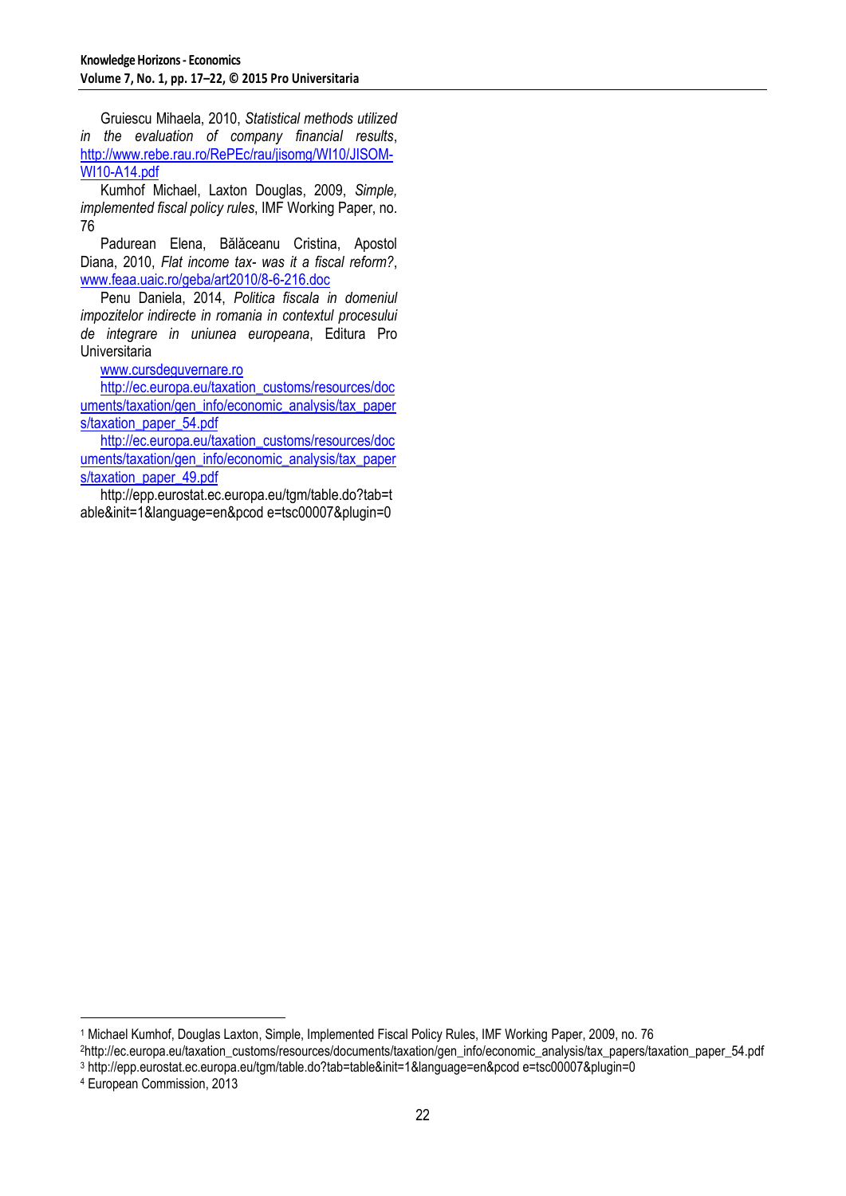Gruiescu Mihaela, 2010, *Statistical methods utilized in the evaluation of company financial results*, http://www.rebe.rau.ro/RePEc/rau/jisomg/WI10/JISOM-WI10-A14.pdf

Kumhof Michael, Laxton Douglas, 2009, *Simple, implemented fiscal policy rules*, IMF Working Paper, no. 76

Padurean Elena, Bălăceanu Cristina, Apostol Diana, 2010, *Flat income tax- was it a fiscal reform?*, www.feaa.uaic.ro/geba/art2010/8-6-216.doc

Penu Daniela, 2014, *Politica fiscala in domeniul impozitelor indirecte in romania in contextul procesului de integrare in uniunea europeana*, Editura Pro Universitaria

www.cursdeguvernare.ro

http://ec.europa.eu/taxation_customs/resources/documents/taxation/gen_info/economic_analysis/tax_papers/taxation_paper_54.pdf

http://ec.europa.eu/taxation_customs/resources/documents/taxation/gen_info/economic_analysis/tax_papers/taxation_paper_49.pdf

http://epp.eurostat.ec.europa.eu/tgm/table.do?tab=table&init=1&language=en&pcod e=tsc00007&plugin=0

---

[1] Michael Kumhof, Douglas Laxton, Simple, Implemented Fiscal Policy Rules, IMF Working Paper, 2009, no. 76

[2] http://ec.europa.eu/taxation_customs/resources/documents/taxation/gen_info/economic_analysis/tax_papers/taxation_paper_54.pdf

[3] http://epp.eurostat.ec.europa.eu/tgm/table.do?tab=table&init=1&language=en&pcod e=tsc00007&plugin=0

[4] European Commission, 2013